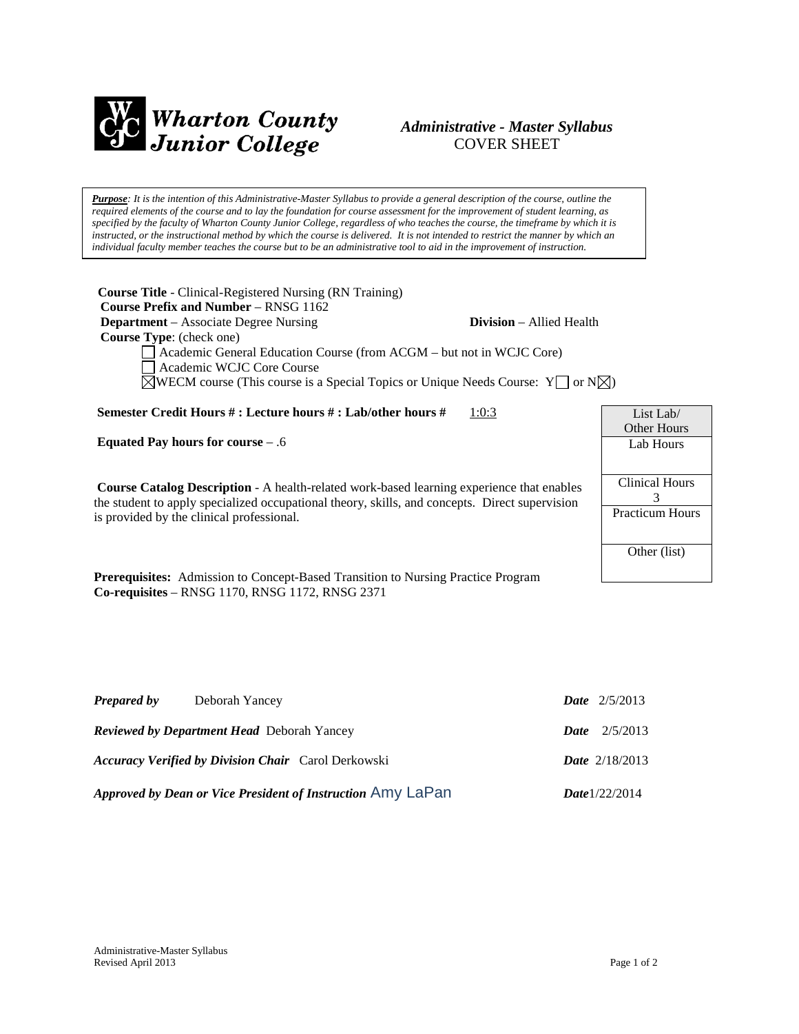# Wharton County Junior College

*Administrative - Master Syllabus*
COVER SHEET

***Purpose**: It is the intention of this Administrative-Master Syllabus to provide a general description of the course, outline the required elements of the course and to lay the foundation for course assessment for the improvement of student learning, as specified by the faculty of Wharton County Junior College, regardless of who teaches the course, the timeframe by which it is instructed, or the instructional method by which the course is delivered. It is not intended to restrict the manner by which an individual faculty member teaches the course but to be an administrative tool to aid in the improvement of instruction.*

**Course Title** - Clinical-Registered Nursing (RN Training)
**Course Prefix and Number** – RNSG 1162
**Department** – Associate Degree Nursing **Division** – Allied Health
**Course Type**: (check one)

- ☐ Academic General Education Course (from ACGM – but not in WCJC Core)
- ☐ Academic WCJC Core Course
- ☒ WECM course (This course is a Special Topics or Unique Needs Course: Y☐ or N☒)

**Semester Credit Hours # : Lecture hours # : Lab/other hours #** 1:0:3

**Equated Pay hours for course** – .6

| List Lab/ Other Hours |
|---|
| Lab Hours |
| Clinical Hours 3 |
| Practicum Hours |
| Other (list) |

**Course Catalog Description** - A health-related work-based learning experience that enables the student to apply specialized occupational theory, skills, and concepts. Direct supervision is provided by the clinical professional.

**Prerequisites:** Admission to Concept-Based Transition to Nursing Practice Program
**Co-requisites** – RNSG 1170, RNSG 1172, RNSG 2371

***Prepared by*** Deborah Yancey ***Date*** 2/5/2013

***Reviewed by Department Head*** Deborah Yancey ***Date*** 2/5/2013

***Accuracy Verified by Division Chair*** Carol Derkowski ***Date*** 2/18/2013

***Approved by Dean or Vice President of Instruction*** Amy LaPan ***Date*** 1/22/2014

Administrative-Master Syllabus
Revised April 2013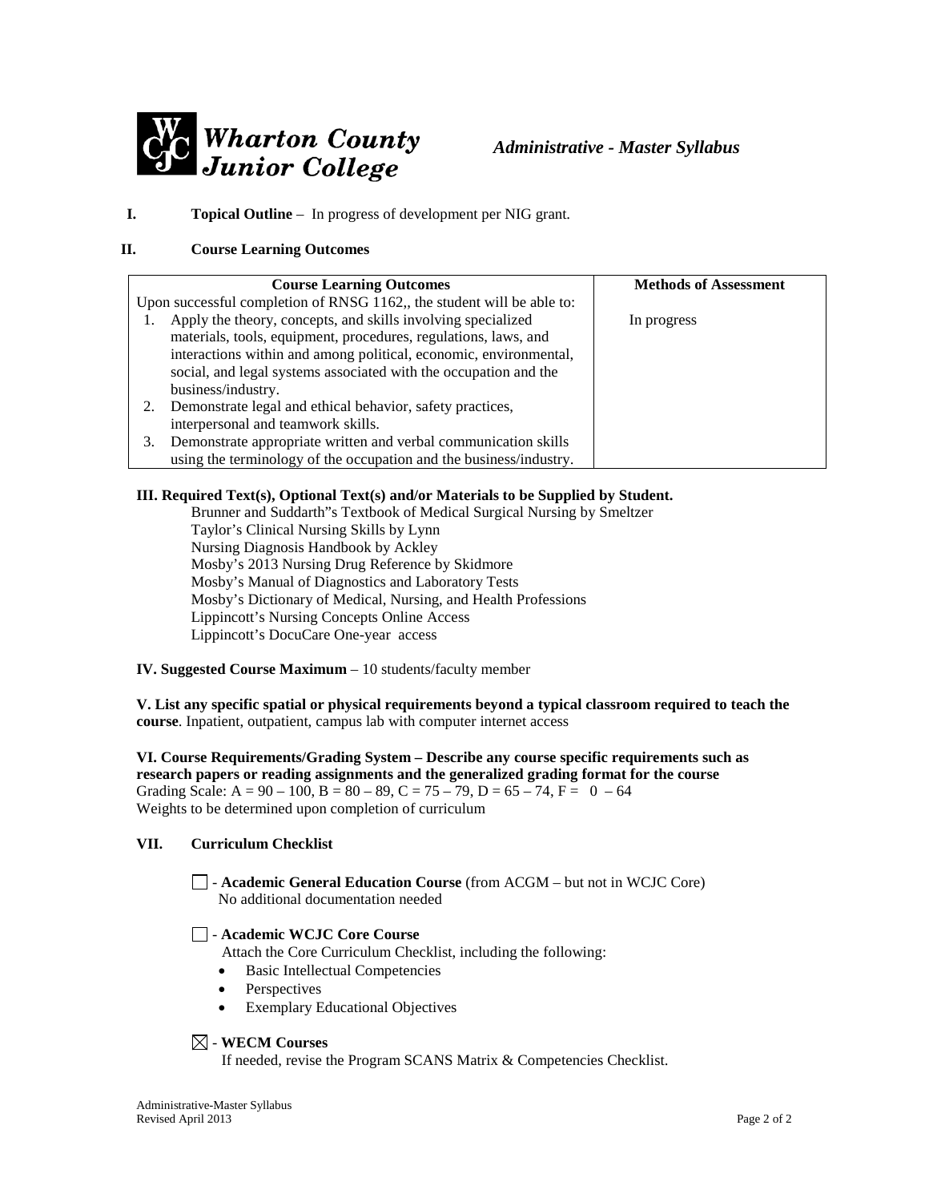**Wharton County Junior College** *Administrative - Master Syllabus*

**I. Topical Outline** – In progress of development per NIG grant.

**II. Course Learning Outcomes**

| Course Learning Outcomes | Methods of Assessment |
|---|---|
| Upon successful completion of RNSG 1162,, the student will be able to:<br>1. Apply the theory, concepts, and skills involving specialized materials, tools, equipment, procedures, regulations, laws, and interactions within and among political, economic, environmental, social, and legal systems associated with the occupation and the business/industry.<br>2. Demonstrate legal and ethical behavior, safety practices, interpersonal and teamwork skills.<br>3. Demonstrate appropriate written and verbal communication skills using the terminology of the occupation and the business/industry. | In progress |

**III. Required Text(s), Optional Text(s) and/or Materials to be Supplied by Student.**

Brunner and Suddarth"s Textbook of Medical Surgical Nursing by Smeltzer
Taylor's Clinical Nursing Skills by Lynn
Nursing Diagnosis Handbook by Ackley
Mosby's 2013 Nursing Drug Reference by Skidmore
Mosby's Manual of Diagnostics and Laboratory Tests
Mosby's Dictionary of Medical, Nursing, and Health Professions
Lippincott's Nursing Concepts Online Access
Lippincott's DocuCare One-year access

**IV. Suggested Course Maximum** – 10 students/faculty member

**V. List any specific spatial or physical requirements beyond a typical classroom required to teach the course**. Inpatient, outpatient, campus lab with computer internet access

**VI. Course Requirements/Grading System – Describe any course specific requirements such as research papers or reading assignments and the generalized grading format for the course**
Grading Scale: A = 90 – 100, B = 80 – 89, C = 75 – 79, D = 65 – 74, F = 0 – 64
Weights to be determined upon completion of curriculum

**VII. Curriculum Checklist**

☐ - **Academic General Education Course** (from ACGM – but not in WCJC Core)
No additional documentation needed

☐ - **Academic WCJC Core Course**
Attach the Core Curriculum Checklist, including the following:

- Basic Intellectual Competencies
- Perspectives
- Exemplary Educational Objectives

☒ - **WECM Courses**
If needed, revise the Program SCANS Matrix & Competencies Checklist.